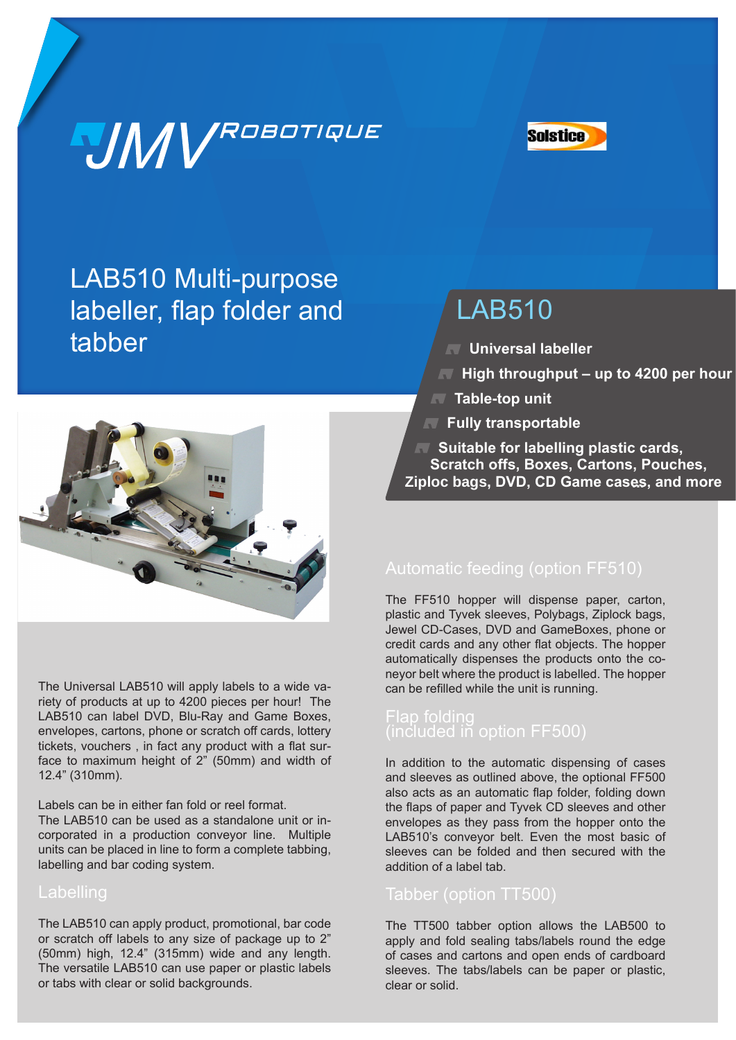JMV ROBOTIQUE

Solstice

# LAB510 Multi-purpose labeller, flap folder and tabber

## LAB510

- **Universal labeller**
- **High throughput – up to 4200 per hour**
- **Table-top unit**
- **Fully transportable**
- **Suitable for labelling plastic cards, Scratch offs, Boxes, Cartons, Pouches, Ziploc bags, DVD, CD Game cases, and more**

The Universal LAB510 will apply labels to a wide variety of products at up to 4200 pieces per hour! The LAB510 can label DVD, Blu-Ray and Game Boxes, envelopes, cartons, phone or scratch off cards, lottery tickets, vouchers , in fact any product with a flat surface to maximum height of 2” (50mm) and width of 12.4” (310mm).

Labels can be in either fan fold or reel format.
The LAB510 can be used as a standalone unit or incorporated in a production conveyor line. Multiple units can be placed in line to form a complete tabbing, labelling and bar coding system.

### Labelling

The LAB510 can apply product, promotional, bar code or scratch off labels to any size of package up to 2” (50mm) high, 12.4” (315mm) wide and any length. The versatile LAB510 can use paper or plastic labels or tabs with clear or solid backgrounds.

### Automatic feeding (option FF510)

The FF510 hopper will dispense paper, carton, plastic and Tyvek sleeves, Polybags, Ziplock bags, Jewel CD-Cases, DVD and GameBoxes, phone or credit cards and any other flat objects. The hopper automatically dispenses the products onto the coneyor belt where the product is labelled. The hopper can be refilled while the unit is running.

### Flap folding (included in option FF500)

In addition to the automatic dispensing of cases and sleeves as outlined above, the optional FF500 also acts as an automatic flap folder, folding down the flaps of paper and Tyvek CD sleeves and other envelopes as they pass from the hopper onto the LAB510’s conveyor belt. Even the most basic of sleeves can be folded and then secured with the addition of a label tab.

### Tabber (option TT500)

The TT500 tabber option allows the LAB500 to apply and fold sealing tabs/labels round the edge of cases and cartons and open ends of cardboard sleeves. The tabs/labels can be paper or plastic, clear or solid.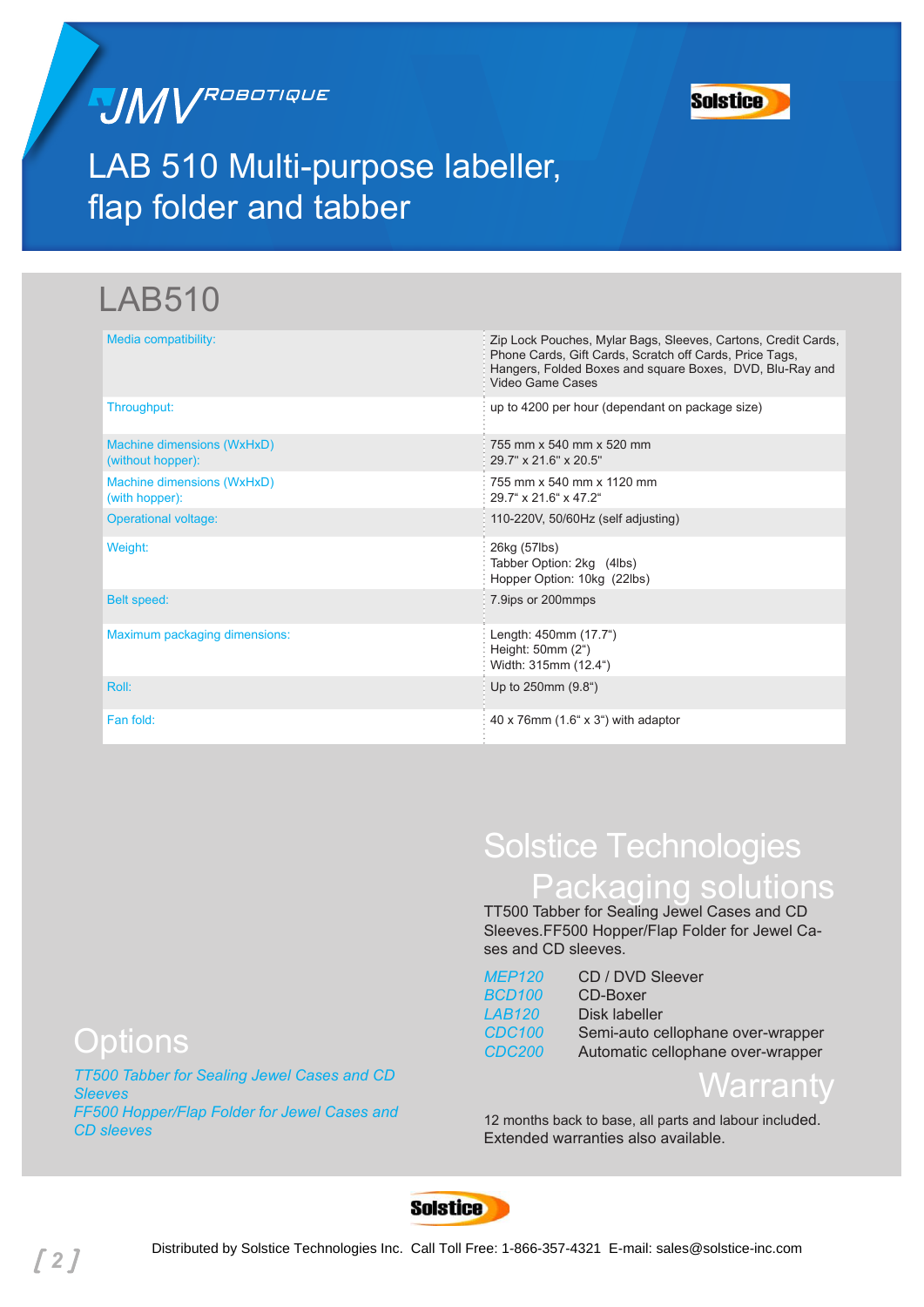JMV ROBOTIQUE

Solstice

# LAB 510 Multi-purpose labeller, flap folder and tabber

## LAB510

| | |
|---|---|
| Media compatibility: | Zip Lock Pouches, Mylar Bags, Sleeves, Cartons, Credit Cards, Phone Cards, Gift Cards, Scratch off Cards, Price Tags, Hangers, Folded Boxes and square Boxes, DVD, Blu-Ray and Video Game Cases |
| Throughput: | up to 4200 per hour (dependant on package size) |
| Machine dimensions (WxHxD) (without hopper): | 755 mm x 540 mm x 520 mm<br>29.7" x 21.6" x 20.5" |
| Machine dimensions (WxHxD) (with hopper): | 755 mm x 540 mm x 1120 mm<br>29.7“ x 21.6“ x 47.2“ |
| Operational voltage: | 110-220V, 50/60Hz (self adjusting) |
| Weight: | 26kg (57lbs)<br>Tabber Option: 2kg (4lbs)<br>Hopper Option: 10kg (22lbs) |
| Belt speed: | 7.9ips or 200mmps |
| Maximum packaging dimensions: | Length: 450mm (17.7“)<br>Height: 50mm (2“)<br>Width: 315mm (12.4“) |
| Roll: | Up to 250mm (9.8“) |
| Fan fold: | 40 x 76mm (1.6“ x 3“) with adaptor |

## Options

*TT500 Tabber for Sealing Jewel Cases and CD Sleeves*
*FF500 Hopper/Flap Folder for Jewel Cases and CD sleeves*

## Solstice Technologies Packaging solutions

TT500 Tabber for Sealing Jewel Cases and CD Sleeves.FF500 Hopper/Flap Folder for Jewel Cases and CD sleeves.

| | |
|---|---|
| *MEP120* | CD / DVD Sleever |
| *BCD100* | CD-Boxer |
| *LAB120* | Disk labeller |
| *CDC100* | Semi-auto cellophane over-wrapper |
| *CDC200* | Automatic cellophane over-wrapper |

## Warranty

12 months back to base, all parts and labour included. Extended warranties also available.

Solstice

Distributed by Solstice Technologies Inc. Call Toll Free: 1-866-357-4321 E-mail: sales@solstice-inc.com